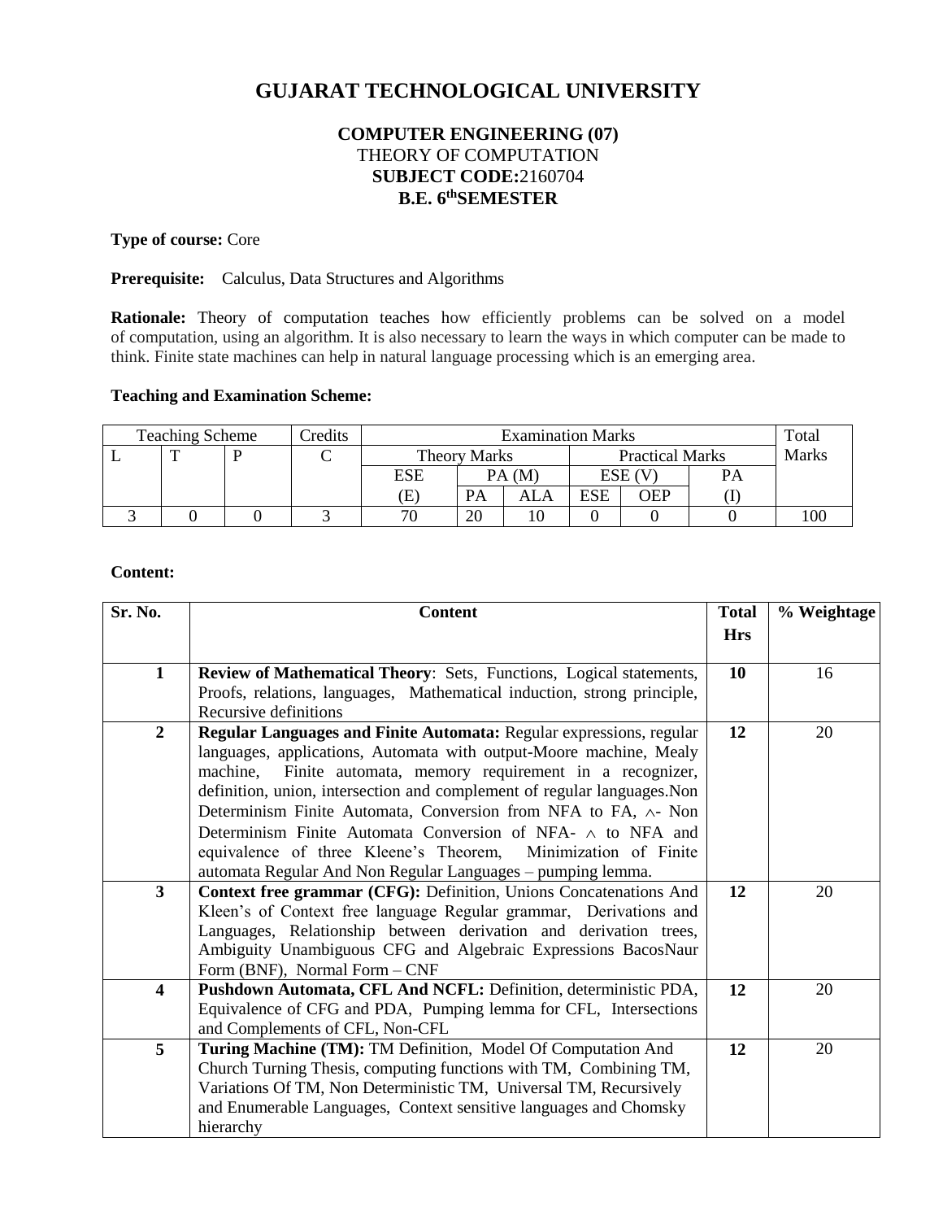# GUJARAT TECHNOLOGICAL UNIVERSITY

## COMPUTER ENGINEERING (07)

THEORY OF COMPUTATION

**SUBJECT CODE:**2160704

**B.E. 6thSEMESTER**

**Type of course:** Core

**Prerequisite:** Calculus, Data Structures and Algorithms

**Rationale:** Theory of computation teaches how efficiently problems can be solved on a model of computation, using an algorithm. It is also necessary to learn the ways in which computer can be made to think. Finite state machines can help in natural language processing which is an emerging area.

**Teaching and Examination Scheme:**

| Teaching Scheme | | | Credits | Examination Marks | | | | | | Total Marks |
|---|---|---|---|---|---|---|---|---|---|---|
| L | T | P | C | Theory Marks | | | Practical Marks | | | |
| | | | | ESE (E) | PA (M) | | ESE (V) | | PA (I) | |
| | | | | | PA | ALA | ESE | OEP | | |
| 3 | 0 | 0 | 3 | 70 | 20 | 10 | 0 | 0 | 0 | 100 |

**Content:**

| Sr. No. | Content | Total Hrs | % Weightage |
|---|---|---|---|
| 1 | **Review of Mathematical Theory**: Sets, Functions, Logical statements, Proofs, relations, languages, Mathematical induction, strong principle, Recursive definitions | 10 | 16 |
| 2 | **Regular Languages and Finite Automata:** Regular expressions, regular languages, applications, Automata with output-Moore machine, Mealy machine, Finite automata, memory requirement in a recognizer, definition, union, intersection and complement of regular languages.Non Determinism Finite Automata, Conversion from NFA to FA, $\wedge$- Non Determinism Finite Automata Conversion of NFA- $\wedge$ to NFA and equivalence of three Kleene's Theorem, Minimization of Finite automata Regular And Non Regular Languages – pumping lemma. | 12 | 20 |
| 3 | **Context free grammar (CFG):** Definition, Unions Concatenations And Kleen's of Context free language Regular grammar, Derivations and Languages, Relationship between derivation and derivation trees, Ambiguity Unambiguous CFG and Algebraic Expressions BacosNaur Form (BNF), Normal Form – CNF | 12 | 20 |
| 4 | **Pushdown Automata, CFL And NCFL:** Definition, deterministic PDA, Equivalence of CFG and PDA, Pumping lemma for CFL, Intersections and Complements of CFL, Non-CFL | 12 | 20 |
| 5 | **Turing Machine (TM):** TM Definition, Model Of Computation And Church Turning Thesis, computing functions with TM, Combining TM, Variations Of TM, Non Deterministic TM, Universal TM, Recursively and Enumerable Languages, Context sensitive languages and Chomsky hierarchy | 12 | 20 |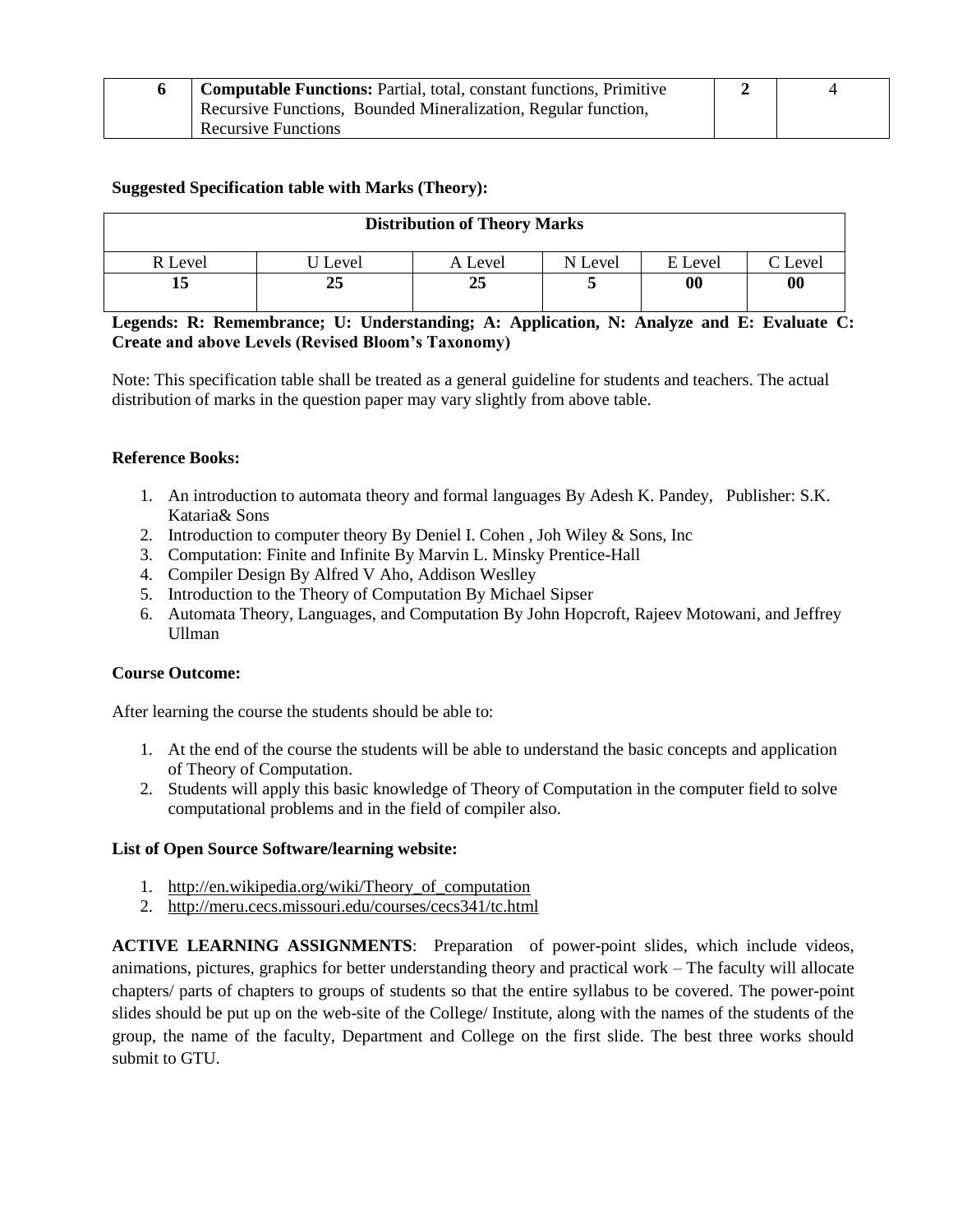| | | | |
|---|---|---|---|
| **6** | **Computable Functions:** Partial, total, constant functions, Primitive Recursive Functions, Bounded Mineralization, Regular function, Recursive Functions | **2** | 4 |

**Suggested Specification table with Marks (Theory):**

| **Distribution of Theory Marks** | | | | | |
|---|---|---|---|---|---|
| R Level | U Level | A Level | N Level | E Level | C Level |
| **15** | **25** | **25** | **5** | **00** | **00** |

**Legends: R: Remembrance; U: Understanding; A: Application, N: Analyze and E: Evaluate C: Create and above Levels (Revised Bloom's Taxonomy)**

Note: This specification table shall be treated as a general guideline for students and teachers. The actual distribution of marks in the question paper may vary slightly from above table.

**Reference Books:**

1. An introduction to automata theory and formal languages By Adesh K. Pandey, Publisher: S.K. Kataria& Sons
2. Introduction to computer theory By Deniel I. Cohen , Joh Wiley & Sons, Inc
3. Computation: Finite and Infinite By Marvin L. Minsky Prentice-Hall
4. Compiler Design By Alfred V Aho, Addison Weslley
5. Introduction to the Theory of Computation By Michael Sipser
6. Automata Theory, Languages, and Computation By John Hopcroft, Rajeev Motowani, and Jeffrey Ullman

**Course Outcome:**

After learning the course the students should be able to:

1. At the end of the course the students will be able to understand the basic concepts and application of Theory of Computation.
2. Students will apply this basic knowledge of Theory of Computation in the computer field to solve computational problems and in the field of compiler also.

**List of Open Source Software/learning website:**

1. http://en.wikipedia.org/wiki/Theory_of_computation
2. http://meru.cecs.missouri.edu/courses/cecs341/tc.html

**ACTIVE LEARNING ASSIGNMENTS**: Preparation of power-point slides, which include videos, animations, pictures, graphics for better understanding theory and practical work – The faculty will allocate chapters/ parts of chapters to groups of students so that the entire syllabus to be covered. The power-point slides should be put up on the web-site of the College/ Institute, along with the names of the students of the group, the name of the faculty, Department and College on the first slide. The best three works should submit to GTU.